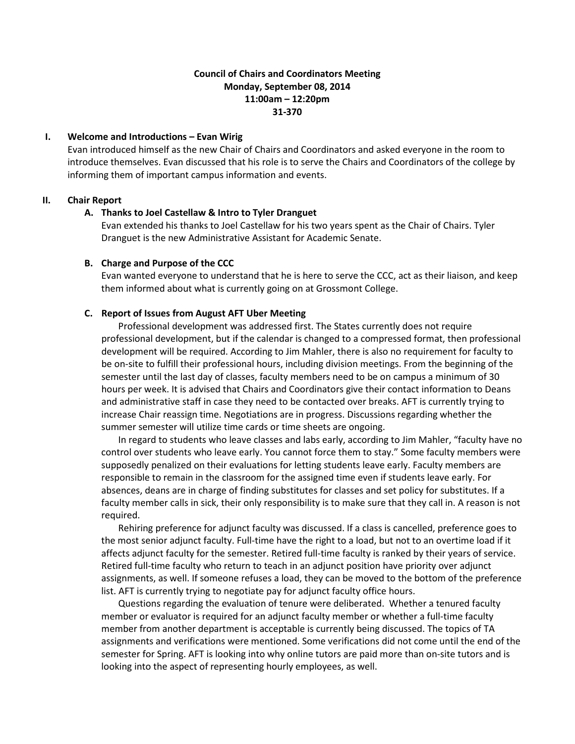**Council of Chairs and Coordinators Meeting**
**Monday, September 08, 2014**
**11:00am – 12:20pm**
**31-370**

## I. Welcome and Introductions – Evan Wirig

Evan introduced himself as the new Chair of Chairs and Coordinators and asked everyone in the room to introduce themselves. Evan discussed that his role is to serve the Chairs and Coordinators of the college by informing them of important campus information and events.

## II. Chair Report

### A. Thanks to Joel Castellaw & Intro to Tyler Dranguet

Evan extended his thanks to Joel Castellaw for his two years spent as the Chair of Chairs. Tyler Dranguet is the new Administrative Assistant for Academic Senate.

### B. Charge and Purpose of the CCC

Evan wanted everyone to understand that he is here to serve the CCC, act as their liaison, and keep them informed about what is currently going on at Grossmont College.

### C. Report of Issues from August AFT Uber Meeting

Professional development was addressed first. The States currently does not require professional development, but if the calendar is changed to a compressed format, then professional development will be required. According to Jim Mahler, there is also no requirement for faculty to be on-site to fulfill their professional hours, including division meetings. From the beginning of the semester until the last day of classes, faculty members need to be on campus a minimum of 30 hours per week. It is advised that Chairs and Coordinators give their contact information to Deans and administrative staff in case they need to be contacted over breaks. AFT is currently trying to increase Chair reassign time. Negotiations are in progress. Discussions regarding whether the summer semester will utilize time cards or time sheets are ongoing.

In regard to students who leave classes and labs early, according to Jim Mahler, "faculty have no control over students who leave early. You cannot force them to stay." Some faculty members were supposedly penalized on their evaluations for letting students leave early. Faculty members are responsible to remain in the classroom for the assigned time even if students leave early. For absences, deans are in charge of finding substitutes for classes and set policy for substitutes. If a faculty member calls in sick, their only responsibility is to make sure that they call in. A reason is not required.

Rehiring preference for adjunct faculty was discussed. If a class is cancelled, preference goes to the most senior adjunct faculty. Full-time have the right to a load, but not to an overtime load if it affects adjunct faculty for the semester. Retired full-time faculty is ranked by their years of service. Retired full-time faculty who return to teach in an adjunct position have priority over adjunct assignments, as well. If someone refuses a load, they can be moved to the bottom of the preference list. AFT is currently trying to negotiate pay for adjunct faculty office hours.

Questions regarding the evaluation of tenure were deliberated. Whether a tenured faculty member or evaluator is required for an adjunct faculty member or whether a full-time faculty member from another department is acceptable is currently being discussed. The topics of TA assignments and verifications were mentioned. Some verifications did not come until the end of the semester for Spring. AFT is looking into why online tutors are paid more than on-site tutors and is looking into the aspect of representing hourly employees, as well.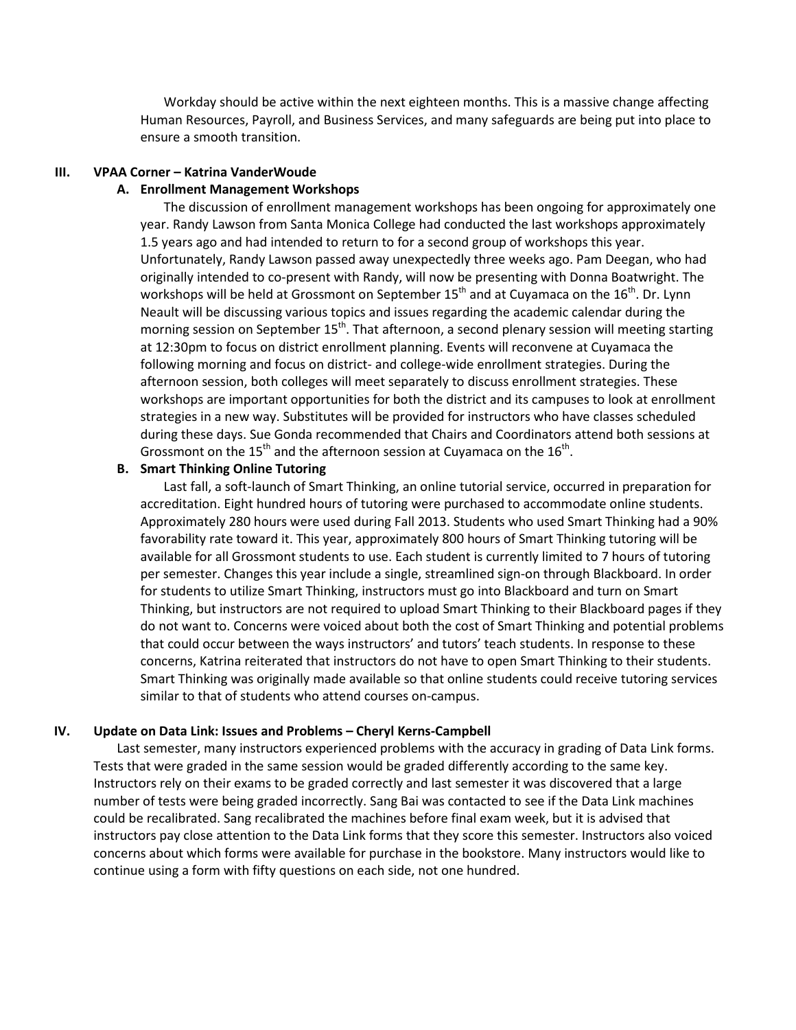Workday should be active within the next eighteen months. This is a massive change affecting Human Resources, Payroll, and Business Services, and many safeguards are being put into place to ensure a smooth transition.

## III. VPAA Corner – Katrina VanderWoude

### A. Enrollment Management Workshops

The discussion of enrollment management workshops has been ongoing for approximately one year. Randy Lawson from Santa Monica College had conducted the last workshops approximately 1.5 years ago and had intended to return to for a second group of workshops this year. Unfortunately, Randy Lawson passed away unexpectedly three weeks ago. Pam Deegan, who had originally intended to co-present with Randy, will now be presenting with Donna Boatwright. The workshops will be held at Grossmont on September 15th and at Cuyamaca on the 16th. Dr. Lynn Neault will be discussing various topics and issues regarding the academic calendar during the morning session on September 15th. That afternoon, a second plenary session will meeting starting at 12:30pm to focus on district enrollment planning. Events will reconvene at Cuyamaca the following morning and focus on district- and college-wide enrollment strategies. During the afternoon session, both colleges will meet separately to discuss enrollment strategies. These workshops are important opportunities for both the district and its campuses to look at enrollment strategies in a new way. Substitutes will be provided for instructors who have classes scheduled during these days. Sue Gonda recommended that Chairs and Coordinators attend both sessions at Grossmont on the 15th and the afternoon session at Cuyamaca on the 16th.

### B. Smart Thinking Online Tutoring

Last fall, a soft-launch of Smart Thinking, an online tutorial service, occurred in preparation for accreditation. Eight hundred hours of tutoring were purchased to accommodate online students. Approximately 280 hours were used during Fall 2013. Students who used Smart Thinking had a 90% favorability rate toward it. This year, approximately 800 hours of Smart Thinking tutoring will be available for all Grossmont students to use. Each student is currently limited to 7 hours of tutoring per semester. Changes this year include a single, streamlined sign-on through Blackboard. In order for students to utilize Smart Thinking, instructors must go into Blackboard and turn on Smart Thinking, but instructors are not required to upload Smart Thinking to their Blackboard pages if they do not want to. Concerns were voiced about both the cost of Smart Thinking and potential problems that could occur between the ways instructors' and tutors' teach students. In response to these concerns, Katrina reiterated that instructors do not have to open Smart Thinking to their students. Smart Thinking was originally made available so that online students could receive tutoring services similar to that of students who attend courses on-campus.

## IV. Update on Data Link: Issues and Problems – Cheryl Kerns-Campbell

Last semester, many instructors experienced problems with the accuracy in grading of Data Link forms. Tests that were graded in the same session would be graded differently according to the same key. Instructors rely on their exams to be graded correctly and last semester it was discovered that a large number of tests were being graded incorrectly. Sang Bai was contacted to see if the Data Link machines could be recalibrated. Sang recalibrated the machines before final exam week, but it is advised that instructors pay close attention to the Data Link forms that they score this semester. Instructors also voiced concerns about which forms were available for purchase in the bookstore. Many instructors would like to continue using a form with fifty questions on each side, not one hundred.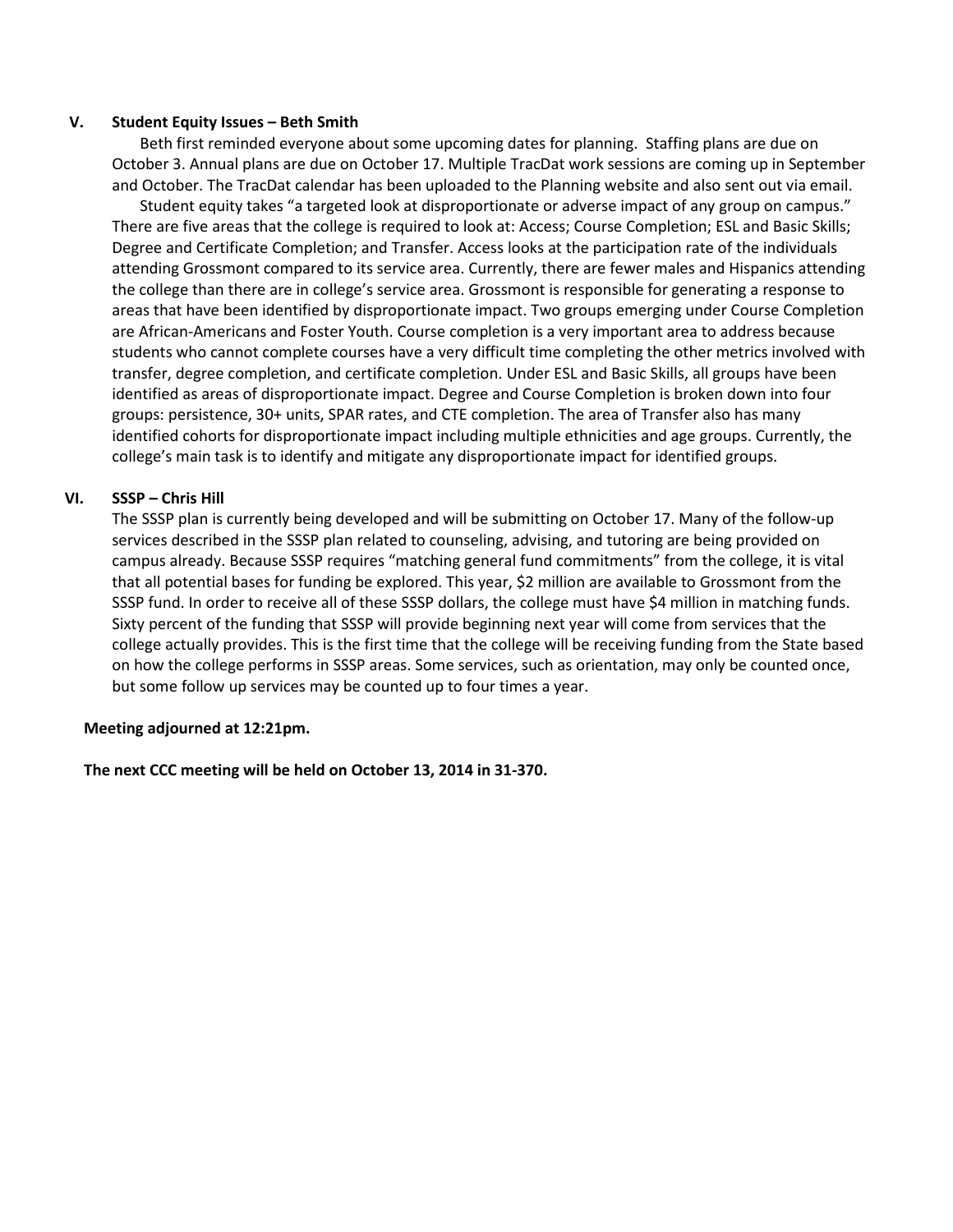## V. Student Equity Issues – Beth Smith

Beth first reminded everyone about some upcoming dates for planning. Staffing plans are due on October 3. Annual plans are due on October 17. Multiple TracDat work sessions are coming up in September and October. The TracDat calendar has been uploaded to the Planning website and also sent out via email.

Student equity takes "a targeted look at disproportionate or adverse impact of any group on campus." There are five areas that the college is required to look at: Access; Course Completion; ESL and Basic Skills; Degree and Certificate Completion; and Transfer. Access looks at the participation rate of the individuals attending Grossmont compared to its service area. Currently, there are fewer males and Hispanics attending the college than there are in college's service area. Grossmont is responsible for generating a response to areas that have been identified by disproportionate impact. Two groups emerging under Course Completion are African-Americans and Foster Youth. Course completion is a very important area to address because students who cannot complete courses have a very difficult time completing the other metrics involved with transfer, degree completion, and certificate completion. Under ESL and Basic Skills, all groups have been identified as areas of disproportionate impact. Degree and Course Completion is broken down into four groups: persistence, 30+ units, SPAR rates, and CTE completion. The area of Transfer also has many identified cohorts for disproportionate impact including multiple ethnicities and age groups. Currently, the college's main task is to identify and mitigate any disproportionate impact for identified groups.

## VI. SSSP – Chris Hill

The SSSP plan is currently being developed and will be submitting on October 17. Many of the follow-up services described in the SSSP plan related to counseling, advising, and tutoring are being provided on campus already. Because SSSP requires "matching general fund commitments" from the college, it is vital that all potential bases for funding be explored. This year, $2 million are available to Grossmont from the SSSP fund. In order to receive all of these SSSP dollars, the college must have $4 million in matching funds. Sixty percent of the funding that SSSP will provide beginning next year will come from services that the college actually provides. This is the first time that the college will be receiving funding from the State based on how the college performs in SSSP areas. Some services, such as orientation, may only be counted once, but some follow up services may be counted up to four times a year.

**Meeting adjourned at 12:21pm.**

**The next CCC meeting will be held on October 13, 2014 in 31-370.**